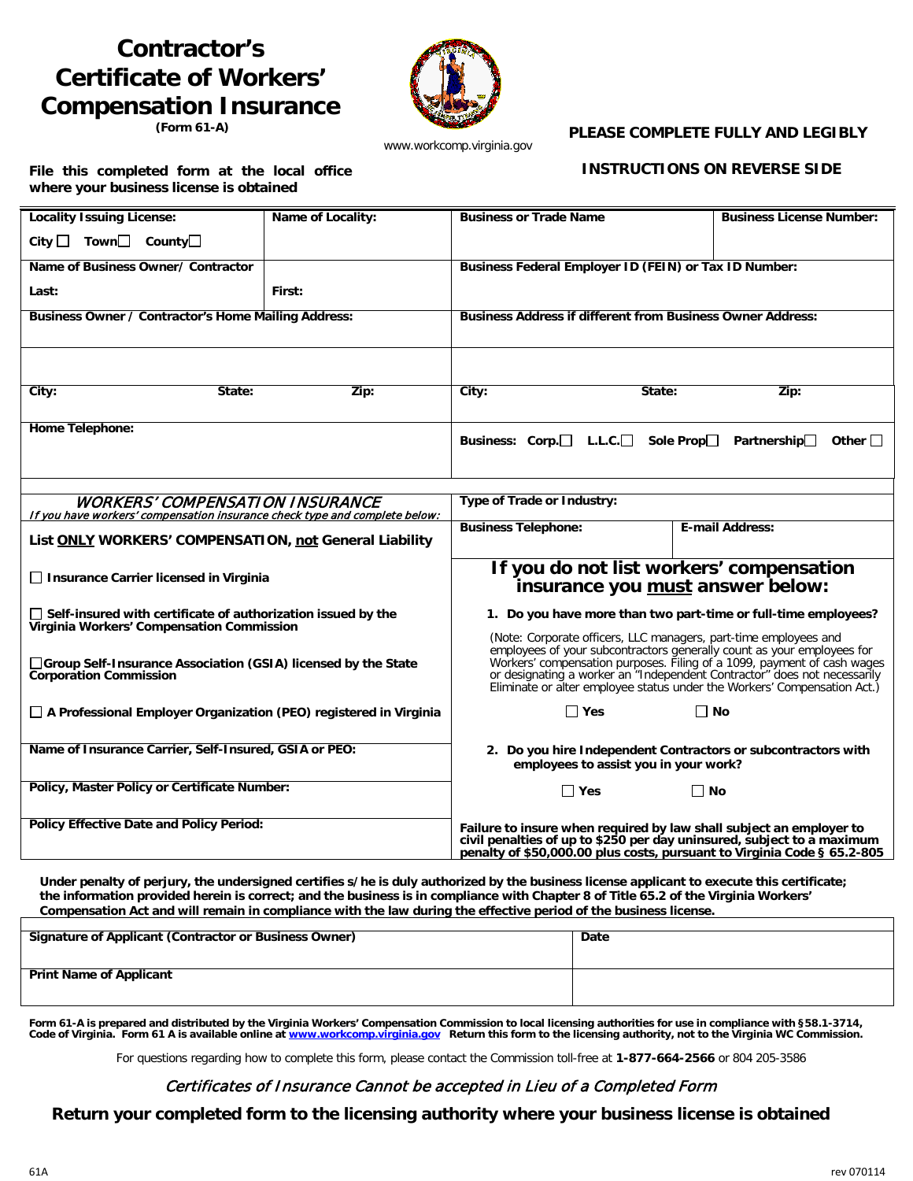# Contractor's Certificate of Workers' Compensation Insurance

**(Form 61-A)**

www.workcomp.virginia.gov

**PLEASE COMPLETE FULLY AND LEGIBLY**

**INSTRUCTIONS ON REVERSE SIDE**

**File this completed form at the local office where your business license is obtained**

| Locality Issuing License: City ☐ Town☐ County☐ | Name of Locality: | Business or Trade Name | Business License Number: |
|---|---|---|---|
| Name of Business Owner/ Contractor | | Business Federal Employer ID (FEIN) or Tax ID Number: | |
| Last: | First: | | |
| Business Owner / Contractor's Home Mailing Address: | | Business Address if different from Business Owner Address: | |
| City: State: Zip: | | City: State: Zip: | |
| Home Telephone: | | Business: Corp.☐ L.L.C.☐ Sole Prop☐ Partnership☐ Other ☐ | |

| *WORKERS' COMPENSATION INSURANCE* *If you have workers' compensation insurance check type and complete below:* | Type of Trade or Industry: | |
|---|---|---|
| List **ONLY** WORKERS' COMPENSATION, **not** General Liability | Business Telephone: | E-mail Address: |

**List ONLY WORKERS' COMPENSATION, not General Liability**

☐ Insurance Carrier licensed in Virginia

☐ Self-insured with certificate of authorization issued by the Virginia Workers' Compensation Commission

☐ Group Self-Insurance Association (GSIA) licensed by the State Corporation Commission

☐ A Professional Employer Organization (PEO) registered in Virginia

Name of Insurance Carrier, Self-Insured, GSIA or PEO:

Policy, Master Policy or Certificate Number:

Policy Effective Date and Policy Period:

## If you do not list workers' compensation insurance you must answer below:

1. **Do you have more than two part-time or full-time employees?**

   (Note: Corporate officers, LLC managers, part-time employees and employees of your subcontractors generally count as your employees for Workers' compensation purposes. Filing of a 1099, payment of cash wages or designating a worker an "Independent Contractor" does not necessarily Eliminate or alter employee status under the Workers' Compensation Act.)

   ☐ Yes ☐ No

2. **Do you hire Independent Contractors or subcontractors with employees to assist you in your work?**

   ☐ Yes ☐ No

**Failure to insure when required by law shall subject an employer to civil penalties of up to $250 per day uninsured, subject to a maximum penalty of $50,000.00 plus costs, pursuant to Virginia Code § 65.2-805**

**Under penalty of perjury, the undersigned certifies s/he is duly authorized by the business license applicant to execute this certificate; the information provided herein is correct; and the business is in compliance with Chapter 8 of Title 65.2 of the Virginia Workers' Compensation Act and will remain in compliance with the law during the effective period of the business license.**

| Signature of Applicant (Contractor or Business Owner) | Date |
|---|---|
| Print Name of Applicant | |

**Form 61-A is prepared and distributed by the Virginia Workers' Compensation Commission to local licensing authorities for use in compliance with §58.1-3714, Code of Virginia. Form 61 A is available online at www.workcomp.virginia.gov Return this form to the licensing authority, not to the Virginia WC Commission.**

For questions regarding how to complete this form, please contact the Commission toll-free at **1-877-664-2566** or 804 205-3586

*Certificates of Insurance Cannot be accepted in Lieu of a Completed Form*

**Return your completed form to the licensing authority where your business license is obtained**

61A rev 070114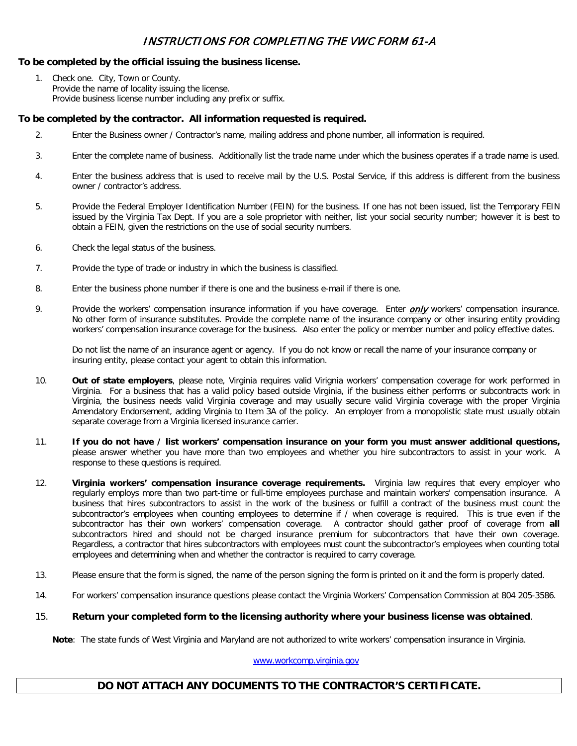# *INSTRUCTIONS FOR COMPLETING THE VWC FORM 61-A*

**To be completed by the official issuing the business license.**

1. Check one. City, Town or County.
   Provide the name of locality issuing the license.
   Provide business license number including any prefix or suffix.

**To be completed by the contractor. All information requested is required.**

2. Enter the Business owner / Contractor's name, mailing address and phone number, all information is required.

3. Enter the complete name of business. Additionally list the trade name under which the business operates if a trade name is used.

4. Enter the business address that is used to receive mail by the U.S. Postal Service, if this address is different from the business owner / contractor's address.

5. Provide the Federal Employer Identification Number (FEIN) for the business. If one has not been issued, list the Temporary FEIN issued by the Virginia Tax Dept. If you are a sole proprietor with neither, list your social security number; however it is best to obtain a FEIN, given the restrictions on the use of social security numbers.

6. Check the legal status of the business.

7. Provide the type of trade or industry in which the business is classified.

8. Enter the business phone number if there is one and the business e-mail if there is one.

9. Provide the workers' compensation insurance information if you have coverage. Enter ***only*** workers' compensation insurance. No other form of insurance substitutes. Provide the complete name of the insurance company or other insuring entity providing workers' compensation insurance coverage for the business. Also enter the policy or member number and policy effective dates.

   Do not list the name of an insurance agent or agency. If you do not know or recall the name of your insurance company or insuring entity, please contact your agent to obtain this information.

10. **Out of state employers**, please note, Virginia requires valid Virginia workers' compensation coverage for work performed in Virginia. For a business that has a valid policy based outside Virginia, if the business either performs or subcontracts work in Virginia, the business needs valid Virginia coverage and may usually secure valid Virginia coverage with the proper Virginia Amendatory Endorsement, adding Virginia to Item 3A of the policy. An employer from a monopolistic state must usually obtain separate coverage from a Virginia licensed insurance carrier.

11. **If you do not have / list workers' compensation insurance on your form you must answer additional questions,** please answer whether you have more than two employees and whether you hire subcontractors to assist in your work. A response to these questions is required.

12. **Virginia workers' compensation insurance coverage requirements.** Virginia law requires that every employer who regularly employs more than two part-time or full-time employees purchase and maintain workers' compensation insurance. A business that hires subcontractors to assist in the work of the business or fulfill a contract of the business must count the subcontractor's employees when counting employees to determine if / when coverage is required. This is true even if the subcontractor has their own workers' compensation coverage. A contractor should gather proof of coverage from **all** subcontractors hired and should not be charged insurance premium for subcontractors that have their own coverage. Regardless, a contractor that hires subcontractors with employees must count the subcontractor's employees when counting total employees and determining when and whether the contractor is required to carry coverage.

13. Please ensure that the form is signed, the name of the person signing the form is printed on it and the form is properly dated.

14. For workers' compensation insurance questions please contact the Virginia Workers' Compensation Commission at 804 205-3586.

15. **Return your completed form to the licensing authority where your business license was obtained**.

**Note**: The state funds of West Virginia and Maryland are not authorized to write workers' compensation insurance in Virginia.

www.workcomp.virginia.gov

**DO NOT ATTACH ANY DOCUMENTS TO THE CONTRACTOR'S CERTIFICATE.**